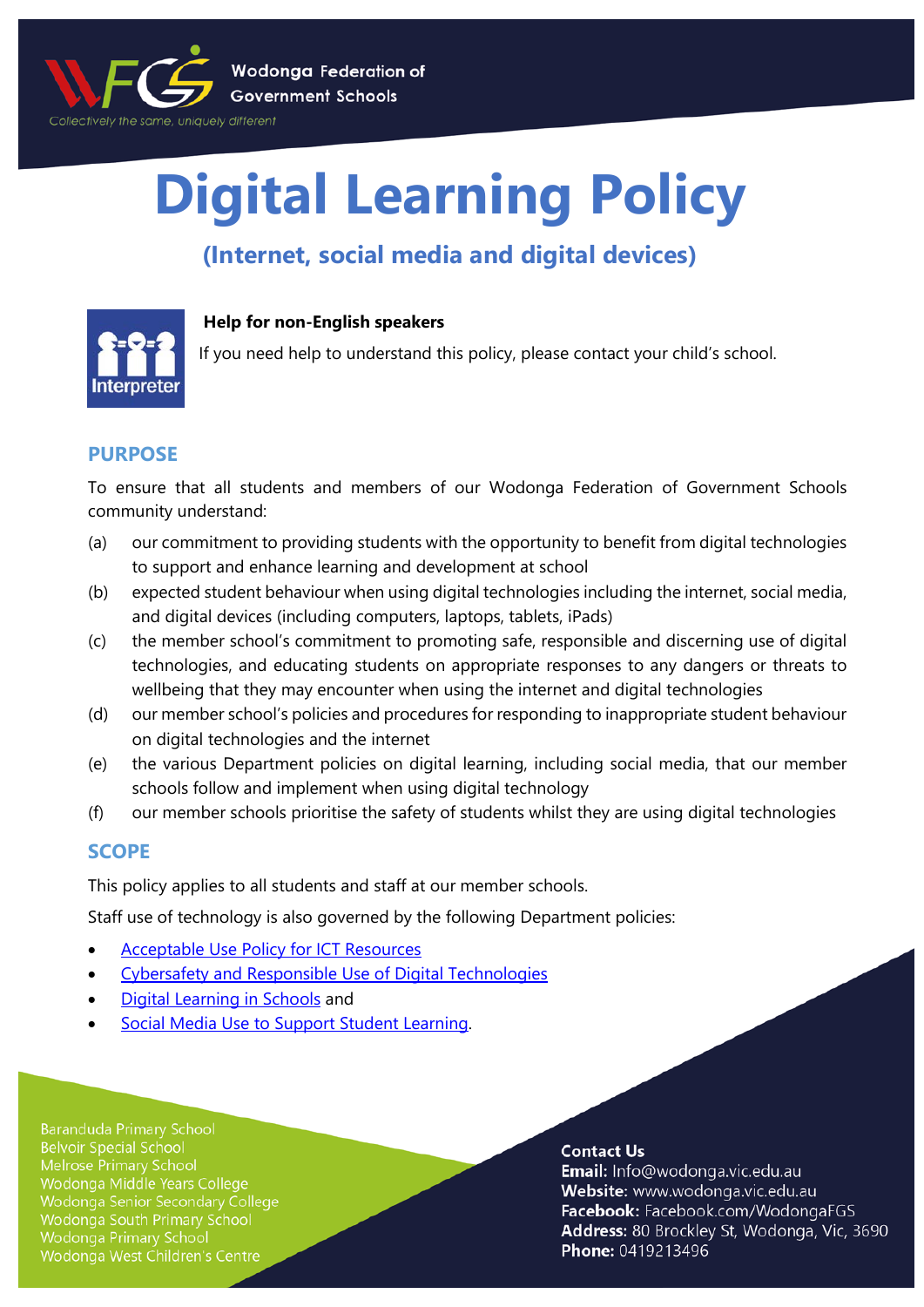Wodonga Federation of Government Schools

*Collectively the same, uniquely different*

# Digital Learning Policy

## (Internet, social media and digital devices)

**Help for non-English speakers**

If you need help to understand this policy, please contact your child's school.

## PURPOSE

To ensure that all students and members of our Wodonga Federation of Government Schools community understand:

(a) our commitment to providing students with the opportunity to benefit from digital technologies to support and enhance learning and development at school

(b) expected student behaviour when using digital technologies including the internet, social media, and digital devices (including computers, laptops, tablets, iPads)

(c) the member school's commitment to promoting safe, responsible and discerning use of digital technologies, and educating students on appropriate responses to any dangers or threats to wellbeing that they may encounter when using the internet and digital technologies

(d) our member school's policies and procedures for responding to inappropriate student behaviour on digital technologies and the internet

(e) the various Department policies on digital learning, including social media, that our member schools follow and implement when using digital technology

(f) our member schools prioritise the safety of students whilst they are using digital technologies

## SCOPE

This policy applies to all students and staff at our member schools.

Staff use of technology is also governed by the following Department policies:

- Acceptable Use Policy for ICT Resources
- Cybersafety and Responsible Use of Digital Technologies
- Digital Learning in Schools and
- Social Media Use to Support Student Learning.

Baranduda Primary School
Belvoir Special School
Melrose Primary School
Wodonga Middle Years College
Wodonga Senior Secondary College
Wodonga South Primary School
Wodonga Primary School
Wodonga West Children's Centre

**Contact Us**
**Email:** Info@wodonga.vic.edu.au
**Website:** www.wodonga.vic.edu.au
**Facebook:** Facebook.com/WodongaFGS
**Address:** 80 Brockley St, Wodonga, Vic, 3690
**Phone:** 0419213496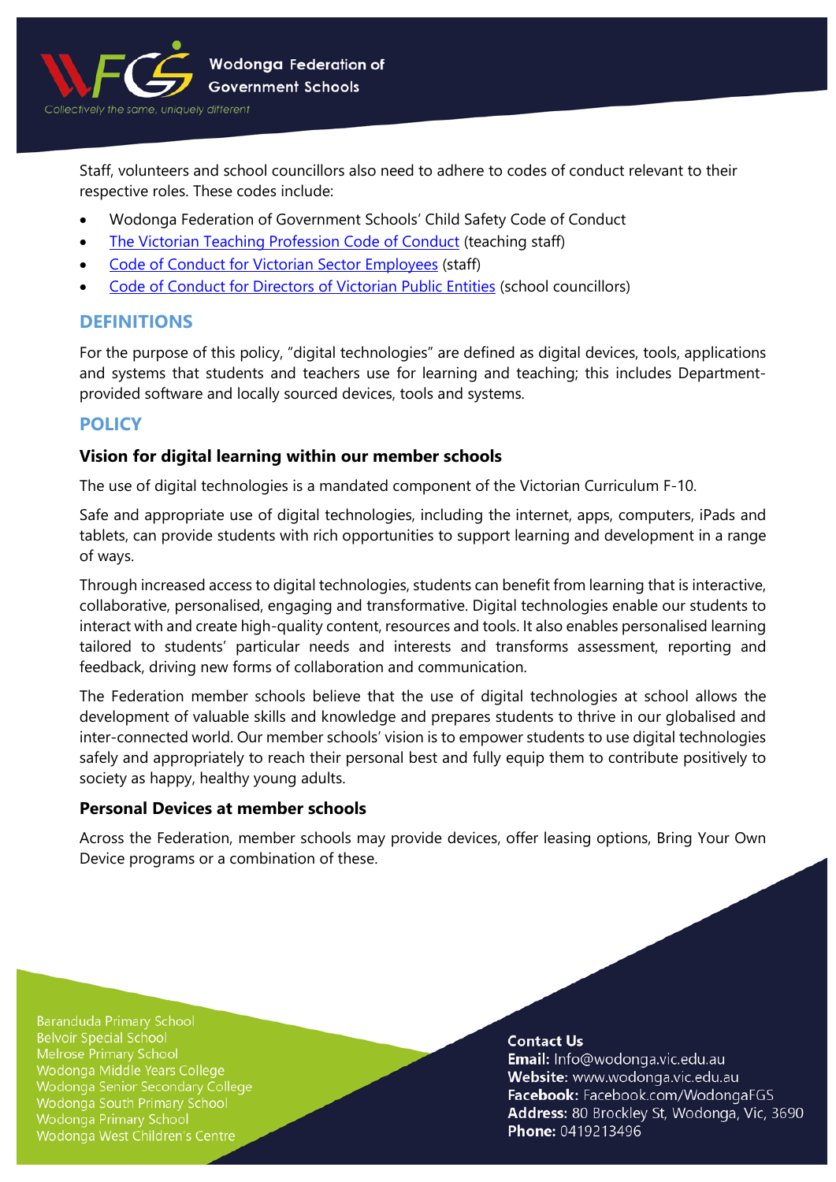Staff, volunteers and school councillors also need to adhere to codes of conduct relevant to their respective roles. These codes include:

- Wodonga Federation of Government Schools' Child Safety Code of Conduct
- The Victorian Teaching Profession Code of Conduct (teaching staff)
- Code of Conduct for Victorian Sector Employees (staff)
- Code of Conduct for Directors of Victorian Public Entities (school councillors)

## DEFINITIONS

For the purpose of this policy, "digital technologies" are defined as digital devices, tools, applications and systems that students and teachers use for learning and teaching; this includes Department-provided software and locally sourced devices, tools and systems.

## POLICY

### Vision for digital learning within our member schools

The use of digital technologies is a mandated component of the Victorian Curriculum F-10.

Safe and appropriate use of digital technologies, including the internet, apps, computers, iPads and tablets, can provide students with rich opportunities to support learning and development in a range of ways.

Through increased access to digital technologies, students can benefit from learning that is interactive, collaborative, personalised, engaging and transformative. Digital technologies enable our students to interact with and create high-quality content, resources and tools. It also enables personalised learning tailored to students' particular needs and interests and transforms assessment, reporting and feedback, driving new forms of collaboration and communication.

The Federation member schools believe that the use of digital technologies at school allows the development of valuable skills and knowledge and prepares students to thrive in our globalised and inter-connected world. Our member schools' vision is to empower students to use digital technologies safely and appropriately to reach their personal best and fully equip them to contribute positively to society as happy, healthy young adults.

### Personal Devices at member schools

Across the Federation, member schools may provide devices, offer leasing options, Bring Your Own Device programs or a combination of these.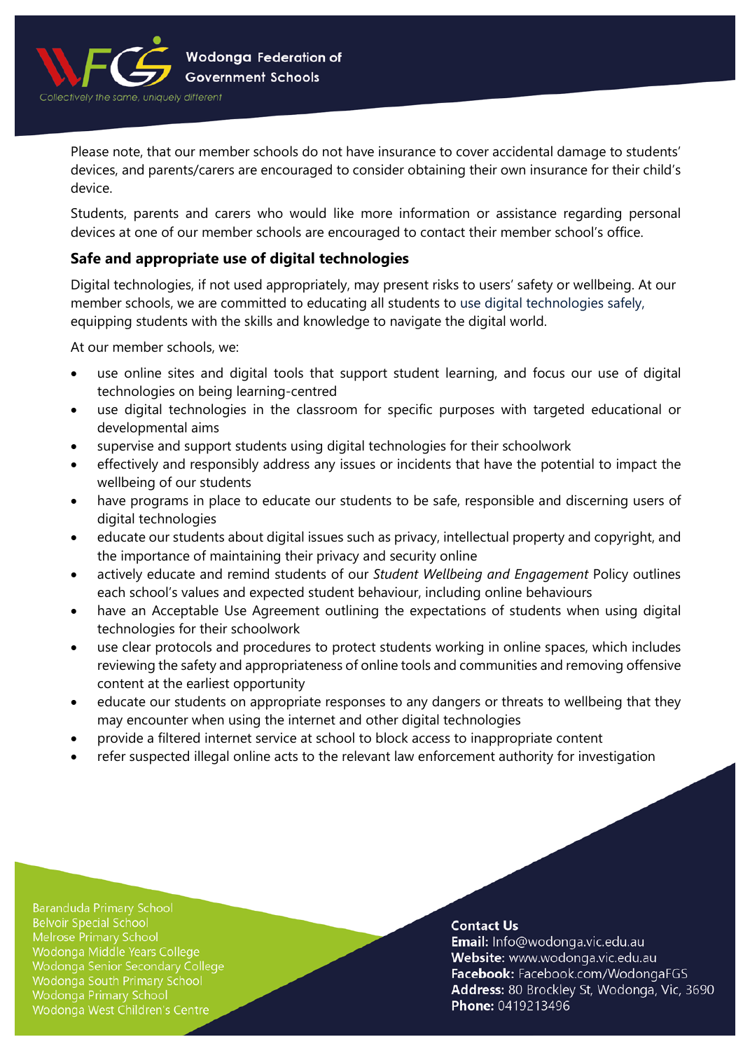Please note, that our member schools do not have insurance to cover accidental damage to students' devices, and parents/carers are encouraged to consider obtaining their own insurance for their child's device.

Students, parents and carers who would like more information or assistance regarding personal devices at one of our member schools are encouraged to contact their member school's office.

### Safe and appropriate use of digital technologies

Digital technologies, if not used appropriately, may present risks to users' safety or wellbeing. At our member schools, we are committed to educating all students to use digital technologies safely, equipping students with the skills and knowledge to navigate the digital world.

At our member schools, we:

- use online sites and digital tools that support student learning, and focus our use of digital technologies on being learning-centred
- use digital technologies in the classroom for specific purposes with targeted educational or developmental aims
- supervise and support students using digital technologies for their schoolwork
- effectively and responsibly address any issues or incidents that have the potential to impact the wellbeing of our students
- have programs in place to educate our students to be safe, responsible and discerning users of digital technologies
- educate our students about digital issues such as privacy, intellectual property and copyright, and the importance of maintaining their privacy and security online
- actively educate and remind students of our *Student Wellbeing and Engagement* Policy outlines each school's values and expected student behaviour, including online behaviours
- have an Acceptable Use Agreement outlining the expectations of students when using digital technologies for their schoolwork
- use clear protocols and procedures to protect students working in online spaces, which includes reviewing the safety and appropriateness of online tools and communities and removing offensive content at the earliest opportunity
- educate our students on appropriate responses to any dangers or threats to wellbeing that they may encounter when using the internet and other digital technologies
- provide a filtered internet service at school to block access to inappropriate content
- refer suspected illegal online acts to the relevant law enforcement authority for investigation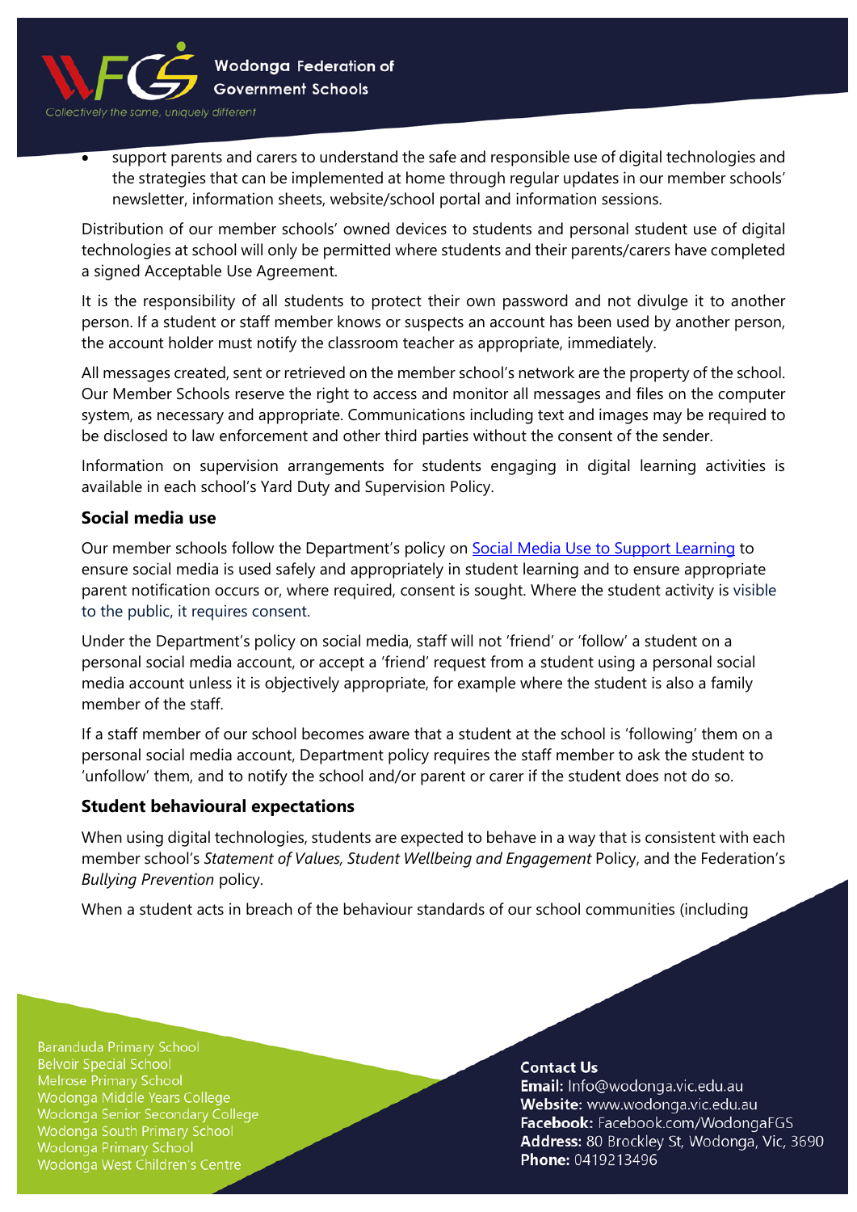- support parents and carers to understand the safe and responsible use of digital technologies and the strategies that can be implemented at home through regular updates in our member schools' newsletter, information sheets, website/school portal and information sessions.

Distribution of our member schools' owned devices to students and personal student use of digital technologies at school will only be permitted where students and their parents/carers have completed a signed Acceptable Use Agreement.

It is the responsibility of all students to protect their own password and not divulge it to another person. If a student or staff member knows or suspects an account has been used by another person, the account holder must notify the classroom teacher as appropriate, immediately.

All messages created, sent or retrieved on the member school's network are the property of the school. Our Member Schools reserve the right to access and monitor all messages and files on the computer system, as necessary and appropriate. Communications including text and images may be required to be disclosed to law enforcement and other third parties without the consent of the sender.

Information on supervision arrangements for students engaging in digital learning activities is available in each school's Yard Duty and Supervision Policy.

### Social media use

Our member schools follow the Department's policy on [Social Media Use to Support Learning] to ensure social media is used safely and appropriately in student learning and to ensure appropriate parent notification occurs or, where required, consent is sought. Where the student activity is visible to the public, it requires consent.

Under the Department's policy on social media, staff will not 'friend' or 'follow' a student on a personal social media account, or accept a 'friend' request from a student using a personal social media account unless it is objectively appropriate, for example where the student is also a family member of the staff.

If a staff member of our school becomes aware that a student at the school is 'following' them on a personal social media account, Department policy requires the staff member to ask the student to 'unfollow' them, and to notify the school and/or parent or carer if the student does not do so.

### Student behavioural expectations

When using digital technologies, students are expected to behave in a way that is consistent with each member school's *Statement of Values, Student Wellbeing and Engagement* Policy, and the Federation's *Bullying Prevention* policy.

When a student acts in breach of the behaviour standards of our school communities (including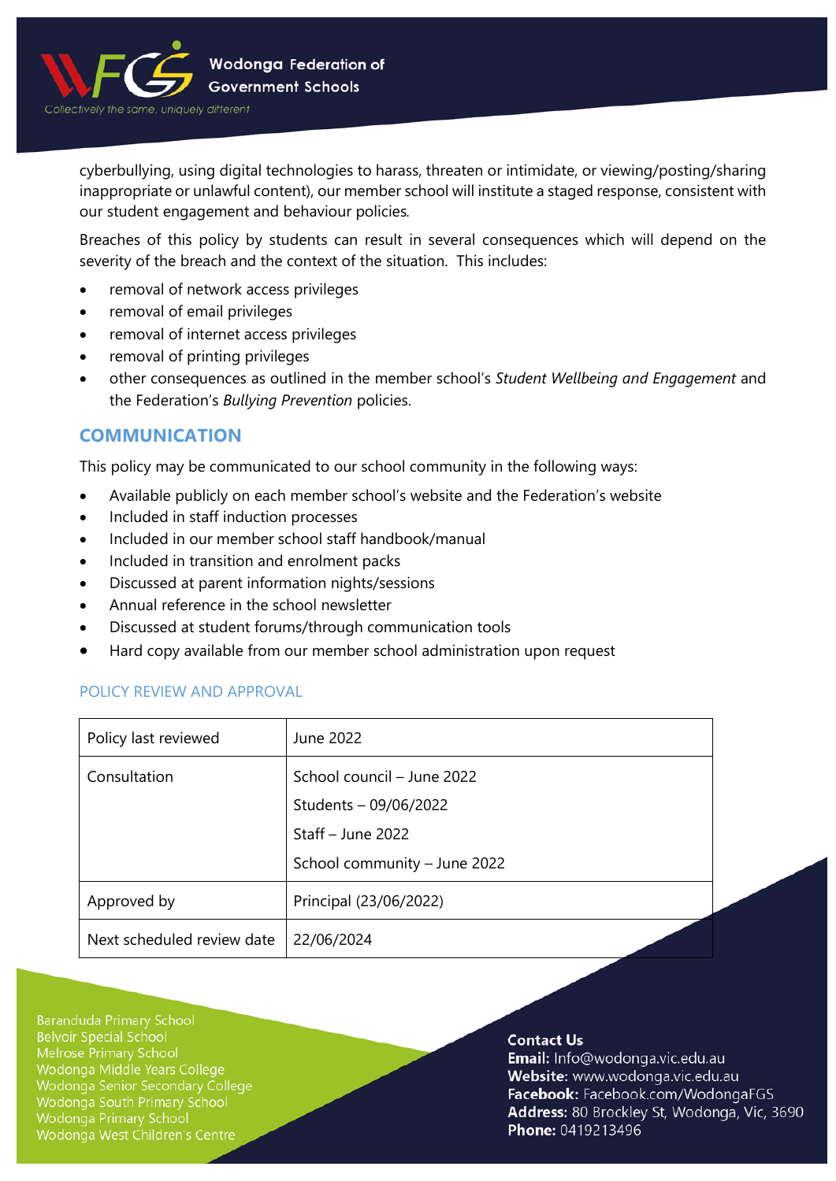cyberbullying, using digital technologies to harass, threaten or intimidate, or viewing/posting/sharing inappropriate or unlawful content), our member school will institute a staged response, consistent with our student engagement and behaviour policies.

Breaches of this policy by students can result in several consequences which will depend on the severity of the breach and the context of the situation. This includes:

- removal of network access privileges
- removal of email privileges
- removal of internet access privileges
- removal of printing privileges
- other consequences as outlined in the member school's *Student Wellbeing and Engagement* and the Federation's *Bullying Prevention* policies.

## COMMUNICATION

This policy may be communicated to our school community in the following ways:

- Available publicly on each member school's website and the Federation's website
- Included in staff induction processes
- Included in our member school staff handbook/manual
- Included in transition and enrolment packs
- Discussed at parent information nights/sessions
- Annual reference in the school newsletter
- Discussed at student forums/through communication tools
- Hard copy available from our member school administration upon request

### POLICY REVIEW AND APPROVAL

| | |
|---|---|
| Policy last reviewed | June 2022 |
| Consultation | School council – June 2022<br>Students – 09/06/2022<br>Staff – June 2022<br>School community – June 2022 |
| Approved by | Principal (23/06/2022) |
| Next scheduled review date | 22/06/2024 |